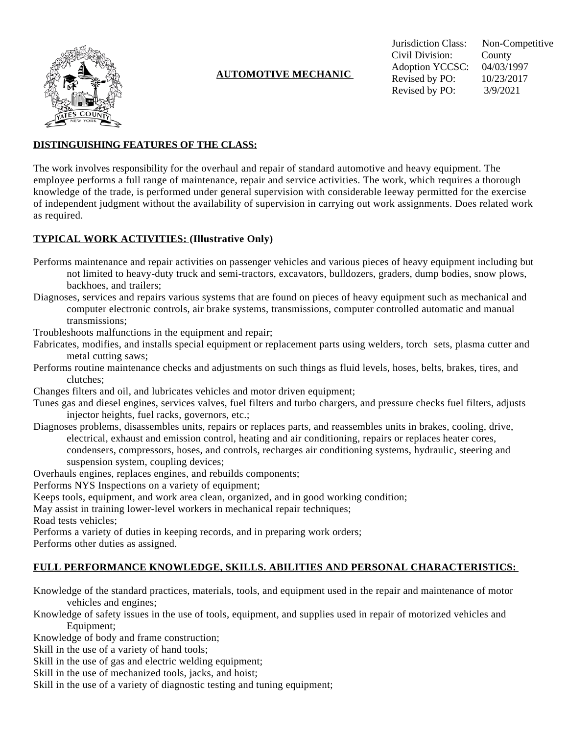# AUTOMOTIVE MECHANIC

| | |
|---|---|
| Jurisdiction Class: | Non-Competitive |
| Civil Division: | County |
| Adoption YCCSC: | 04/03/1997 |
| Revised by PO: | 10/23/2017 |
| Revised by PO: | 3/9/2021 |

## DISTINGUISHING FEATURES OF THE CLASS:

The work involves responsibility for the overhaul and repair of standard automotive and heavy equipment. The employee performs a full range of maintenance, repair and service activities. The work, which requires a thorough knowledge of the trade, is performed under general supervision with considerable leeway permitted for the exercise of independent judgment without the availability of supervision in carrying out work assignments. Does related work as required.

## TYPICAL WORK ACTIVITIES: (Illustrative Only)

Performs maintenance and repair activities on passenger vehicles and various pieces of heavy equipment including but not limited to heavy-duty truck and semi-tractors, excavators, bulldozers, graders, dump bodies, snow plows, backhoes, and trailers;

Diagnoses, services and repairs various systems that are found on pieces of heavy equipment such as mechanical and computer electronic controls, air brake systems, transmissions, computer controlled automatic and manual transmissions;

Troubleshoots malfunctions in the equipment and repair;

Fabricates, modifies, and installs special equipment or replacement parts using welders, torch sets, plasma cutter and metal cutting saws;

Performs routine maintenance checks and adjustments on such things as fluid levels, hoses, belts, brakes, tires, and clutches;

Changes filters and oil, and lubricates vehicles and motor driven equipment;

Tunes gas and diesel engines, services valves, fuel filters and turbo chargers, and pressure checks fuel filters, adjusts injector heights, fuel racks, governors, etc.;

Diagnoses problems, disassembles units, repairs or replaces parts, and reassembles units in brakes, cooling, drive, electrical, exhaust and emission control, heating and air conditioning, repairs or replaces heater cores, condensers, compressors, hoses, and controls, recharges air conditioning systems, hydraulic, steering and suspension system, coupling devices;

Overhauls engines, replaces engines, and rebuilds components;

Performs NYS Inspections on a variety of equipment;

Keeps tools, equipment, and work area clean, organized, and in good working condition;

May assist in training lower-level workers in mechanical repair techniques;

Road tests vehicles;

Performs a variety of duties in keeping records, and in preparing work orders;

Performs other duties as assigned.

## FULL PERFORMANCE KNOWLEDGE, SKILLS. ABILITIES AND PERSONAL CHARACTERISTICS:

Knowledge of the standard practices, materials, tools, and equipment used in the repair and maintenance of motor vehicles and engines;

Knowledge of safety issues in the use of tools, equipment, and supplies used in repair of motorized vehicles and Equipment;

Knowledge of body and frame construction;

Skill in the use of a variety of hand tools;

Skill in the use of gas and electric welding equipment;

Skill in the use of mechanized tools, jacks, and hoist;

Skill in the use of a variety of diagnostic testing and tuning equipment;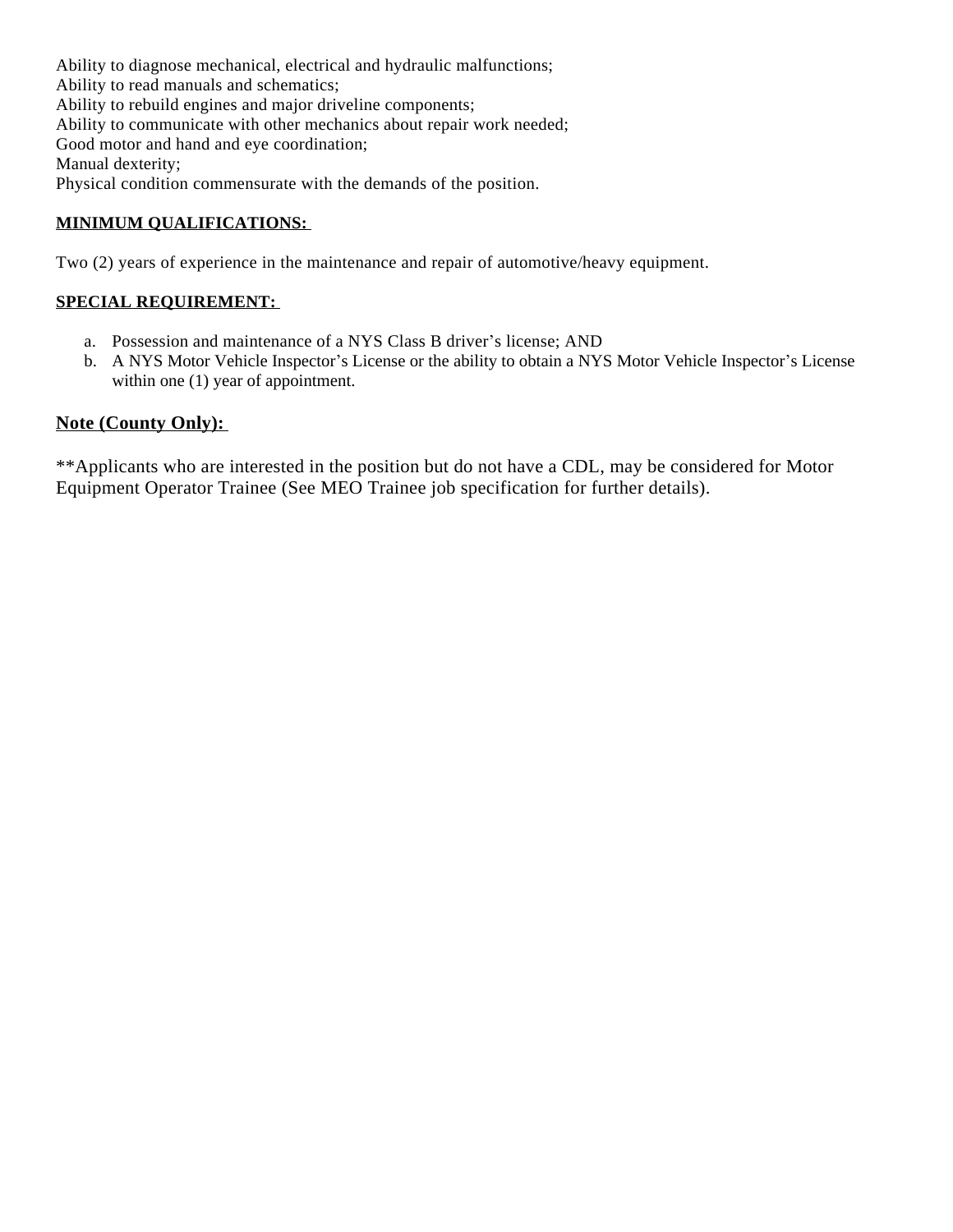Ability to diagnose mechanical, electrical and hydraulic malfunctions;
Ability to read manuals and schematics;
Ability to rebuild engines and major driveline components;
Ability to communicate with other mechanics about repair work needed;
Good motor and hand and eye coordination;
Manual dexterity;
Physical condition commensurate with the demands of the position.

**MINIMUM QUALIFICATIONS:**

Two (2) years of experience in the maintenance and repair of automotive/heavy equipment.

**SPECIAL REQUIREMENT:**

a. Possession and maintenance of a NYS Class B driver's license; AND
b. A NYS Motor Vehicle Inspector's License or the ability to obtain a NYS Motor Vehicle Inspector's License within one (1) year of appointment.

**Note (County Only):**

**Applicants who are interested in the position but do not have a CDL, may be considered for Motor Equipment Operator Trainee (See MEO Trainee job specification for further details).